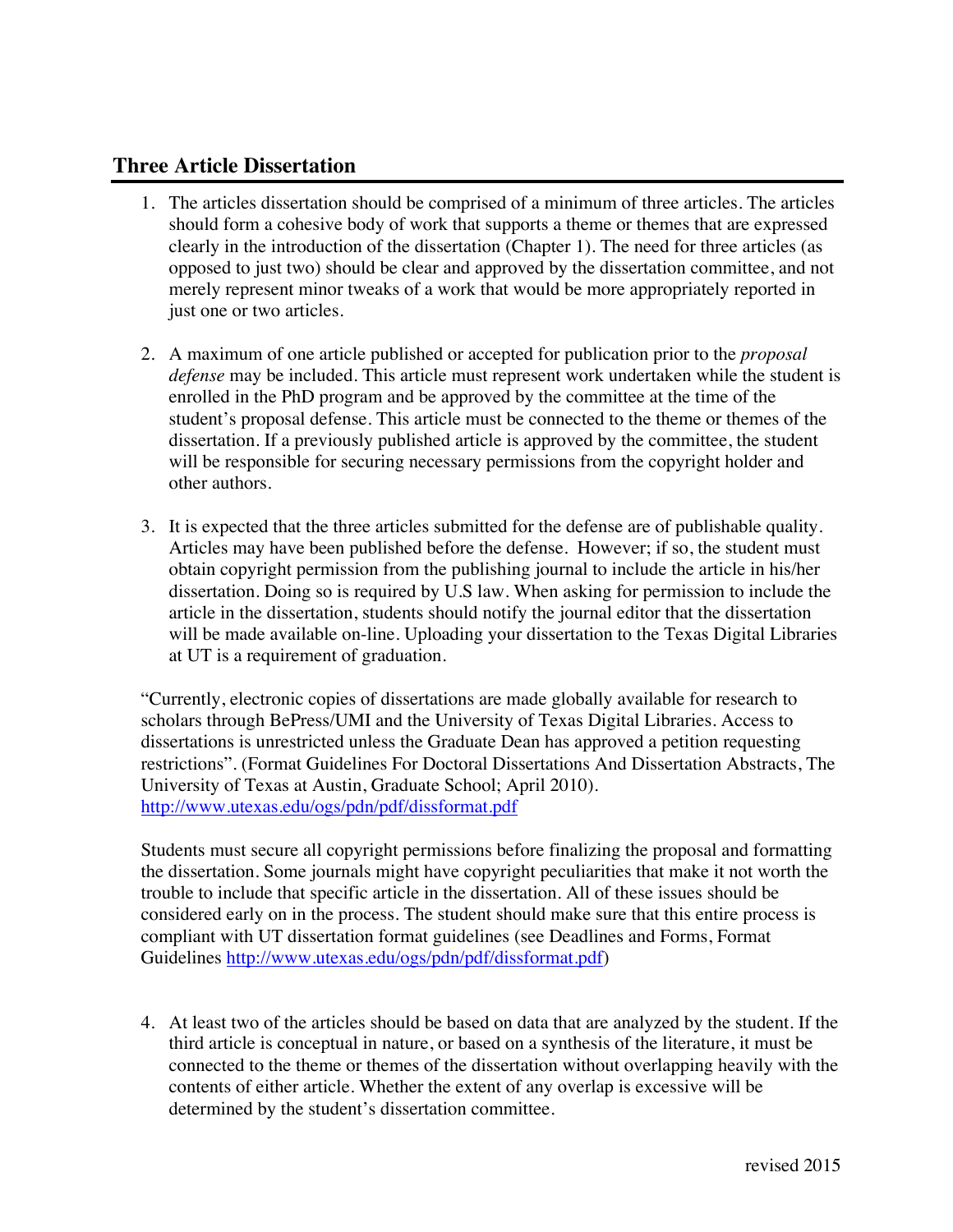## Three Article Dissertation

1. The articles dissertation should be comprised of a minimum of three articles. The articles should form a cohesive body of work that supports a theme or themes that are expressed clearly in the introduction of the dissertation (Chapter 1). The need for three articles (as opposed to just two) should be clear and approved by the dissertation committee, and not merely represent minor tweaks of a work that would be more appropriately reported in just one or two articles.

2. A maximum of one article published or accepted for publication prior to the *proposal defense* may be included. This article must represent work undertaken while the student is enrolled in the PhD program and be approved by the committee at the time of the student's proposal defense. This article must be connected to the theme or themes of the dissertation. If a previously published article is approved by the committee, the student will be responsible for securing necessary permissions from the copyright holder and other authors.

3. It is expected that the three articles submitted for the defense are of publishable quality. Articles may have been published before the defense. However; if so, the student must obtain copyright permission from the publishing journal to include the article in his/her dissertation. Doing so is required by U.S law. When asking for permission to include the article in the dissertation, students should notify the journal editor that the dissertation will be made available on-line. Uploading your dissertation to the Texas Digital Libraries at UT is a requirement of graduation.

   "Currently, electronic copies of dissertations are made globally available for research to scholars through BePress/UMI and the University of Texas Digital Libraries. Access to dissertations is unrestricted unless the Graduate Dean has approved a petition requesting restrictions". (Format Guidelines For Doctoral Dissertations And Dissertation Abstracts, The University of Texas at Austin, Graduate School; April 2010). http://www.utexas.edu/ogs/pdn/pdf/dissformat.pdf

   Students must secure all copyright permissions before finalizing the proposal and formatting the dissertation. Some journals might have copyright peculiarities that make it not worth the trouble to include that specific article in the dissertation. All of these issues should be considered early on in the process. The student should make sure that this entire process is compliant with UT dissertation format guidelines (see Deadlines and Forms, Format Guidelines http://www.utexas.edu/ogs/pdn/pdf/dissformat.pdf)

4. At least two of the articles should be based on data that are analyzed by the student. If the third article is conceptual in nature, or based on a synthesis of the literature, it must be connected to the theme or themes of the dissertation without overlapping heavily with the contents of either article. Whether the extent of any overlap is excessive will be determined by the student's dissertation committee.

revised 2015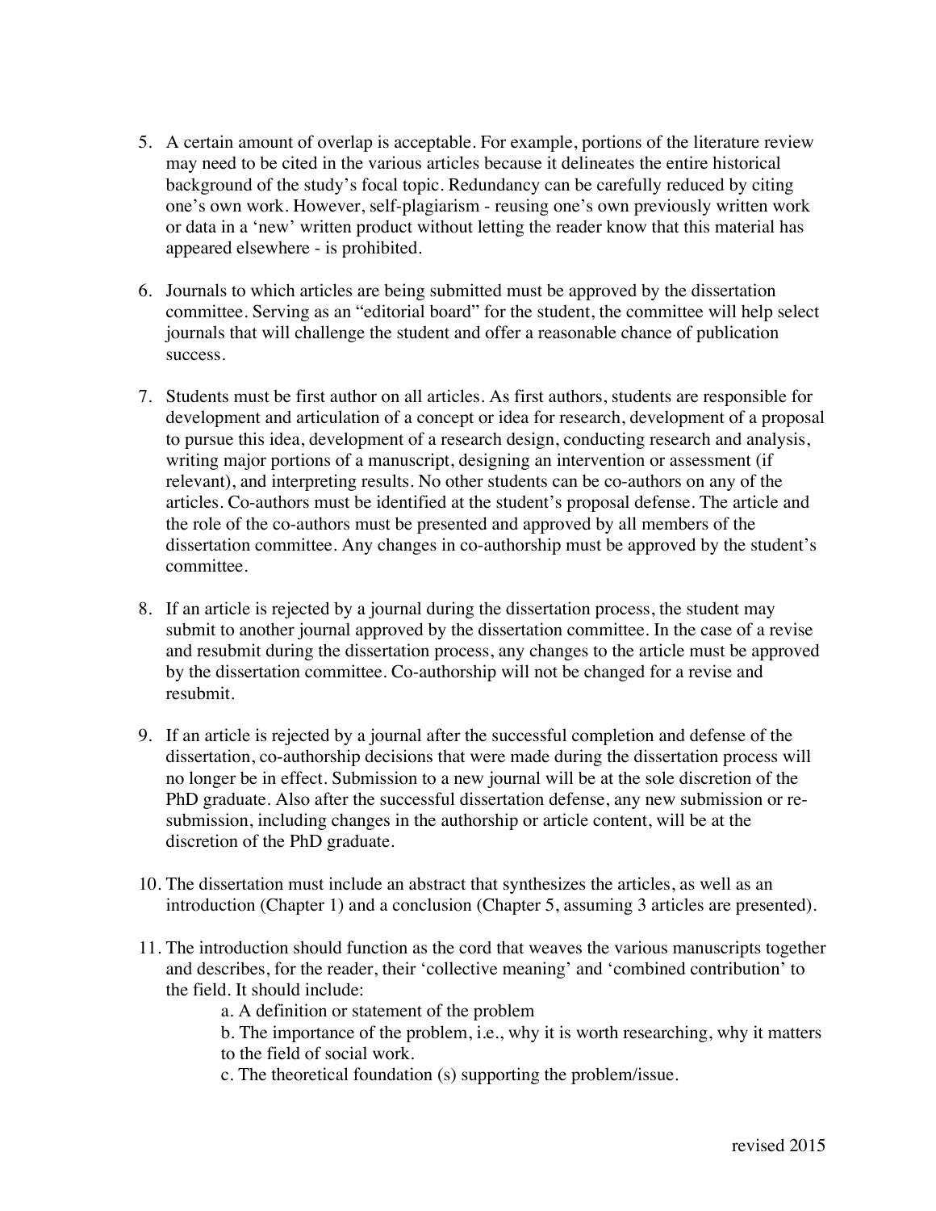5. A certain amount of overlap is acceptable. For example, portions of the literature review may need to be cited in the various articles because it delineates the entire historical background of the study's focal topic. Redundancy can be carefully reduced by citing one's own work. However, self-plagiarism - reusing one's own previously written work or data in a 'new' written product without letting the reader know that this material has appeared elsewhere - is prohibited.

6. Journals to which articles are being submitted must be approved by the dissertation committee. Serving as an "editorial board" for the student, the committee will help select journals that will challenge the student and offer a reasonable chance of publication success.

7. Students must be first author on all articles. As first authors, students are responsible for development and articulation of a concept or idea for research, development of a proposal to pursue this idea, development of a research design, conducting research and analysis, writing major portions of a manuscript, designing an intervention or assessment (if relevant), and interpreting results. No other students can be co-authors on any of the articles. Co-authors must be identified at the student's proposal defense. The article and the role of the co-authors must be presented and approved by all members of the dissertation committee. Any changes in co-authorship must be approved by the student's committee.

8. If an article is rejected by a journal during the dissertation process, the student may submit to another journal approved by the dissertation committee. In the case of a revise and resubmit during the dissertation process, any changes to the article must be approved by the dissertation committee. Co-authorship will not be changed for a revise and resubmit.

9. If an article is rejected by a journal after the successful completion and defense of the dissertation, co-authorship decisions that were made during the dissertation process will no longer be in effect. Submission to a new journal will be at the sole discretion of the PhD graduate. Also after the successful dissertation defense, any new submission or re-submission, including changes in the authorship or article content, will be at the discretion of the PhD graduate.

10. The dissertation must include an abstract that synthesizes the articles, as well as an introduction (Chapter 1) and a conclusion (Chapter 5, assuming 3 articles are presented).

11. The introduction should function as the cord that weaves the various manuscripts together and describes, for the reader, their 'collective meaning' and 'combined contribution' to the field. It should include:
    a. A definition or statement of the problem
    b. The importance of the problem, i.e., why it is worth researching, why it matters to the field of social work.
    c. The theoretical foundation (s) supporting the problem/issue.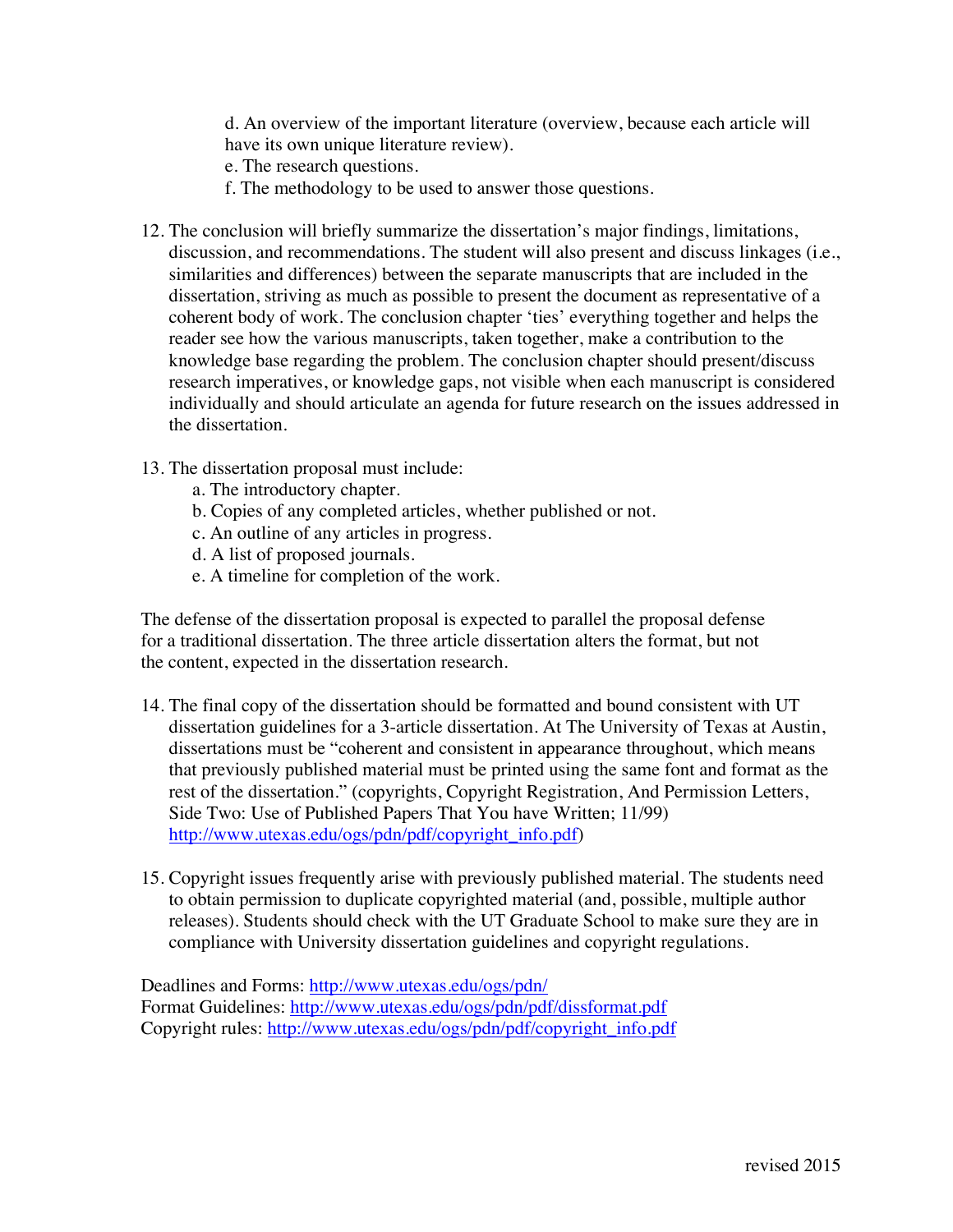d. An overview of the important literature (overview, because each article will have its own unique literature review).
e. The research questions.
f. The methodology to be used to answer those questions.

12. The conclusion will briefly summarize the dissertation's major findings, limitations, discussion, and recommendations. The student will also present and discuss linkages (i.e., similarities and differences) between the separate manuscripts that are included in the dissertation, striving as much as possible to present the document as representative of a coherent body of work. The conclusion chapter 'ties' everything together and helps the reader see how the various manuscripts, taken together, make a contribution to the knowledge base regarding the problem. The conclusion chapter should present/discuss research imperatives, or knowledge gaps, not visible when each manuscript is considered individually and should articulate an agenda for future research on the issues addressed in the dissertation.

13. The dissertation proposal must include:
    a. The introductory chapter.
    b. Copies of any completed articles, whether published or not.
    c. An outline of any articles in progress.
    d. A list of proposed journals.
    e. A timeline for completion of the work.

The defense of the dissertation proposal is expected to parallel the proposal defense for a traditional dissertation. The three article dissertation alters the format, but not the content, expected in the dissertation research.

14. The final copy of the dissertation should be formatted and bound consistent with UT dissertation guidelines for a 3-article dissertation. At The University of Texas at Austin, dissertations must be "coherent and consistent in appearance throughout, which means that previously published material must be printed using the same font and format as the rest of the dissertation." (copyrights, Copyright Registration, And Permission Letters, Side Two: Use of Published Papers That You have Written; 11/99) [http://www.utexas.edu/ogs/pdn/pdf/copyright_info.pdf](http://www.utexas.edu/ogs/pdn/pdf/copyright_info.pdf))

15. Copyright issues frequently arise with previously published material. The students need to obtain permission to duplicate copyrighted material (and, possible, multiple author releases). Students should check with the UT Graduate School to make sure they are in compliance with University dissertation guidelines and copyright regulations.

Deadlines and Forms: [http://www.utexas.edu/ogs/pdn/](http://www.utexas.edu/ogs/pdn/)
Format Guidelines: [http://www.utexas.edu/ogs/pdn/pdf/dissformat.pdf](http://www.utexas.edu/ogs/pdn/pdf/dissformat.pdf)
Copyright rules: [http://www.utexas.edu/ogs/pdn/pdf/copyright_info.pdf](http://www.utexas.edu/ogs/pdn/pdf/copyright_info.pdf)

revised 2015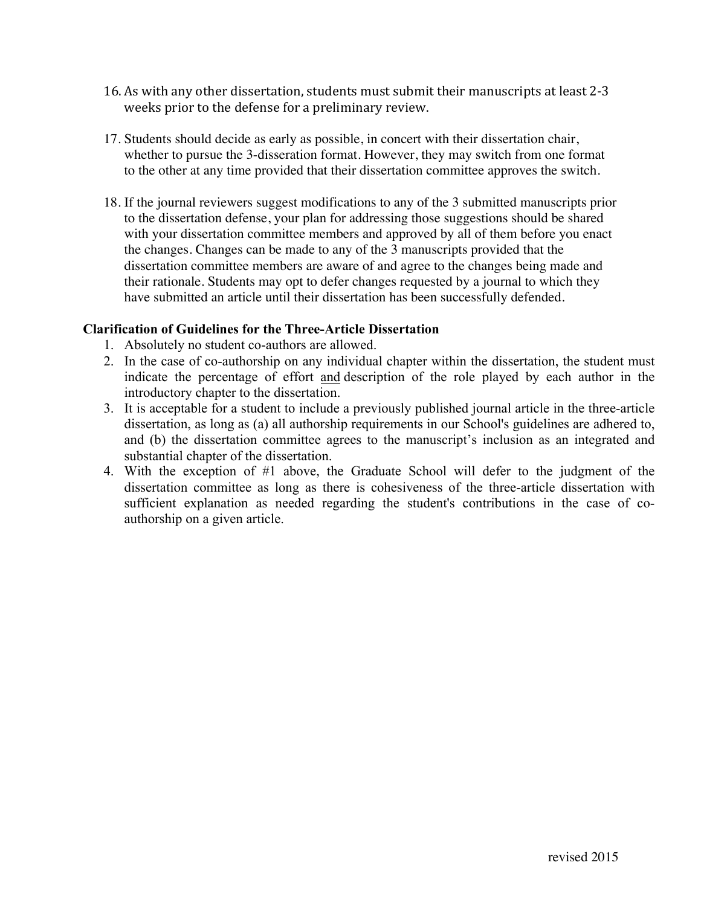16. As with any other dissertation, students must submit their manuscripts at least 2-3 weeks prior to the defense for a preliminary review.

17. Students should decide as early as possible, in concert with their dissertation chair, whether to pursue the 3-disseration format. However, they may switch from one format to the other at any time provided that their dissertation committee approves the switch.

18. If the journal reviewers suggest modifications to any of the 3 submitted manuscripts prior to the dissertation defense, your plan for addressing those suggestions should be shared with your dissertation committee members and approved by all of them before you enact the changes. Changes can be made to any of the 3 manuscripts provided that the dissertation committee members are aware of and agree to the changes being made and their rationale. Students may opt to defer changes requested by a journal to which they have submitted an article until their dissertation has been successfully defended.

**Clarification of Guidelines for the Three-Article Dissertation**

1. Absolutely no student co-authors are allowed.
2. In the case of co-authorship on any individual chapter within the dissertation, the student must indicate the percentage of effort <u>and</u> description of the role played by each author in the introductory chapter to the dissertation.
3. It is acceptable for a student to include a previously published journal article in the three-article dissertation, as long as (a) all authorship requirements in our School's guidelines are adhered to, and (b) the dissertation committee agrees to the manuscript's inclusion as an integrated and substantial chapter of the dissertation.
4. With the exception of #1 above, the Graduate School will defer to the judgment of the dissertation committee as long as there is cohesiveness of the three-article dissertation with sufficient explanation as needed regarding the student's contributions in the case of co-authorship on a given article.

revised 2015